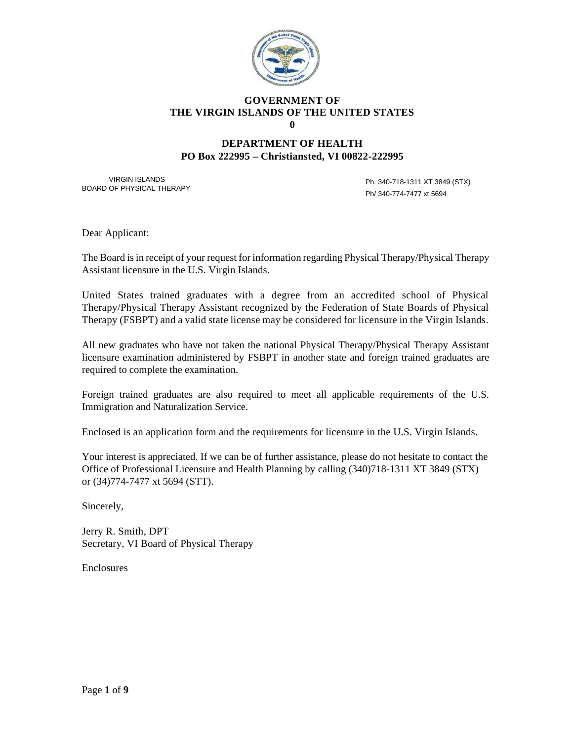**GOVERNMENT OF**
**THE VIRGIN ISLANDS OF THE UNITED STATES**
**0**

**DEPARTMENT OF HEALTH**
**PO Box 222995 – Christiansted, VI 00822-222995**

VIRGIN ISLANDS
BOARD OF PHYSICAL THERAPY

Ph. 340-718-1311 XT 3849 (STX)
Ph/ 340-774-7477 xt 5694

Dear Applicant:

The Board is in receipt of your request for information regarding Physical Therapy/Physical Therapy Assistant licensure in the U.S. Virgin Islands.

United States trained graduates with a degree from an accredited school of Physical Therapy/Physical Therapy Assistant recognized by the Federation of State Boards of Physical Therapy (FSBPT) and a valid state license may be considered for licensure in the Virgin Islands.

All new graduates who have not taken the national Physical Therapy/Physical Therapy Assistant licensure examination administered by FSBPT in another state and foreign trained graduates are required to complete the examination.

Foreign trained graduates are also required to meet all applicable requirements of the U.S. Immigration and Naturalization Service.

Enclosed is an application form and the requirements for licensure in the U.S. Virgin Islands.

Your interest is appreciated. If we can be of further assistance, please do not hesitate to contact the Office of Professional Licensure and Health Planning by calling (340)718-1311 XT 3849 (STX) or (34)774-7477 xt 5694 (STT).

Sincerely,

Jerry R. Smith, DPT
Secretary, VI Board of Physical Therapy

Enclosures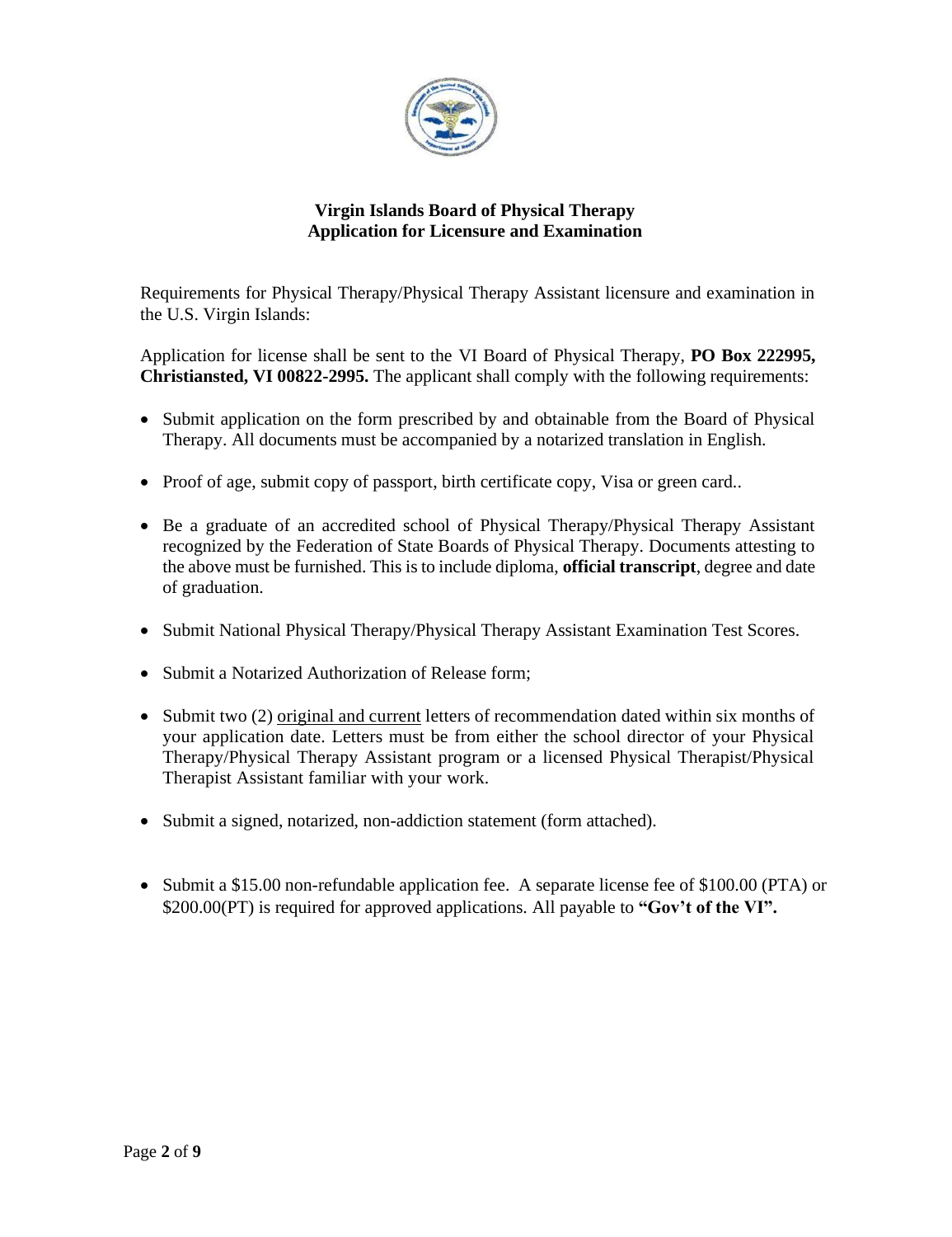**Virgin Islands Board of Physical Therapy**
**Application for Licensure and Examination**

Requirements for Physical Therapy/Physical Therapy Assistant licensure and examination in the U.S. Virgin Islands:

Application for license shall be sent to the VI Board of Physical Therapy, **PO Box 222995, Christiansted, VI 00822-2995.** The applicant shall comply with the following requirements:

- Submit application on the form prescribed by and obtainable from the Board of Physical Therapy. All documents must be accompanied by a notarized translation in English.
- Proof of age, submit copy of passport, birth certificate copy, Visa or green card..
- Be a graduate of an accredited school of Physical Therapy/Physical Therapy Assistant recognized by the Federation of State Boards of Physical Therapy. Documents attesting to the above must be furnished. This is to include diploma, **official transcript**, degree and date of graduation.
- Submit National Physical Therapy/Physical Therapy Assistant Examination Test Scores.
- Submit a Notarized Authorization of Release form;
- Submit two (2) original and current letters of recommendation dated within six months of your application date. Letters must be from either the school director of your Physical Therapy/Physical Therapy Assistant program or a licensed Physical Therapist/Physical Therapist Assistant familiar with your work.
- Submit a signed, notarized, non-addiction statement (form attached).
- Submit a $15.00 non-refundable application fee. A separate license fee of $100.00 (PTA) or $200.00(PT) is required for approved applications. All payable to **"Gov't of the VI".**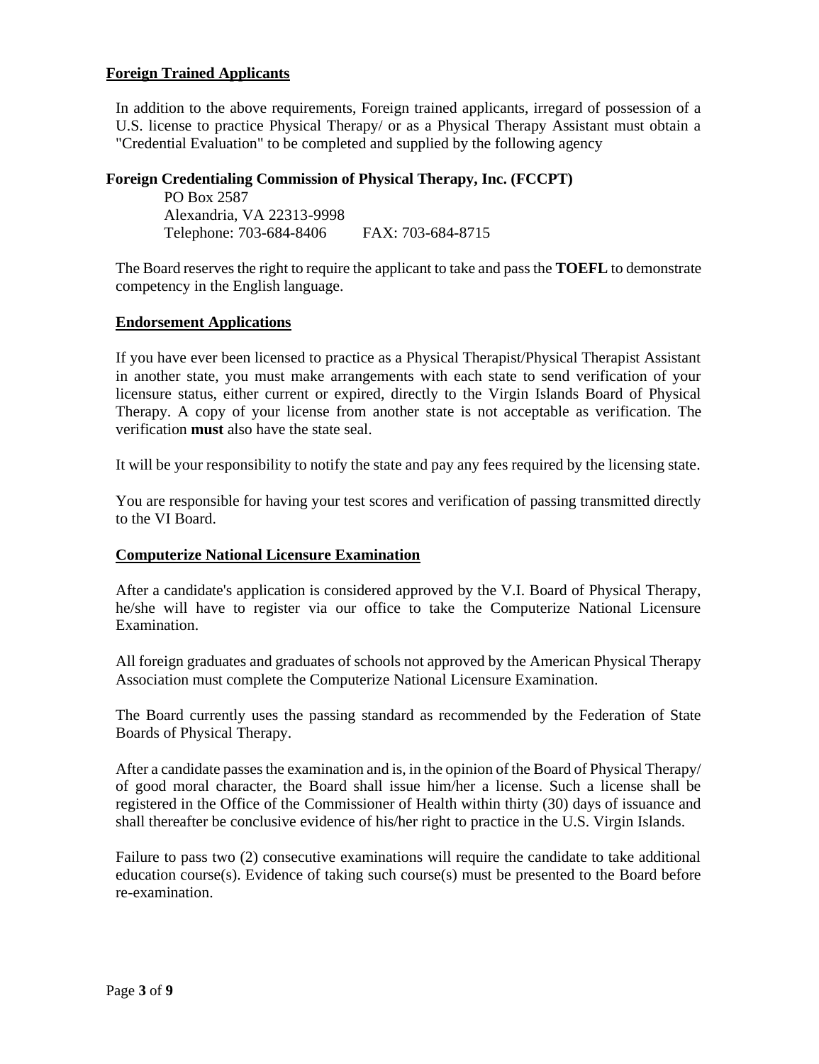## Foreign Trained Applicants

In addition to the above requirements, Foreign trained applicants, irregard of possession of a U.S. license to practice Physical Therapy/ or as a Physical Therapy Assistant must obtain a "Credential Evaluation" to be completed and supplied by the following agency

**Foreign Credentialing Commission of Physical Therapy, Inc. (FCCPT)**

PO Box 2587
Alexandria, VA 22313-9998
Telephone: 703-684-8406 FAX: 703-684-8715

The Board reserves the right to require the applicant to take and pass the **TOEFL** to demonstrate competency in the English language.

## Endorsement Applications

If you have ever been licensed to practice as a Physical Therapist/Physical Therapist Assistant in another state, you must make arrangements with each state to send verification of your licensure status, either current or expired, directly to the Virgin Islands Board of Physical Therapy. A copy of your license from another state is not acceptable as verification. The verification **must** also have the state seal.

It will be your responsibility to notify the state and pay any fees required by the licensing state.

You are responsible for having your test scores and verification of passing transmitted directly to the VI Board.

## Computerize National Licensure Examination

After a candidate's application is considered approved by the V.I. Board of Physical Therapy, he/she will have to register via our office to take the Computerize National Licensure Examination.

All foreign graduates and graduates of schools not approved by the American Physical Therapy Association must complete the Computerize National Licensure Examination.

The Board currently uses the passing standard as recommended by the Federation of State Boards of Physical Therapy.

After a candidate passes the examination and is, in the opinion of the Board of Physical Therapy/ of good moral character, the Board shall issue him/her a license. Such a license shall be registered in the Office of the Commissioner of Health within thirty (30) days of issuance and shall thereafter be conclusive evidence of his/her right to practice in the U.S. Virgin Islands.

Failure to pass two (2) consecutive examinations will require the candidate to take additional education course(s). Evidence of taking such course(s) must be presented to the Board before re-examination.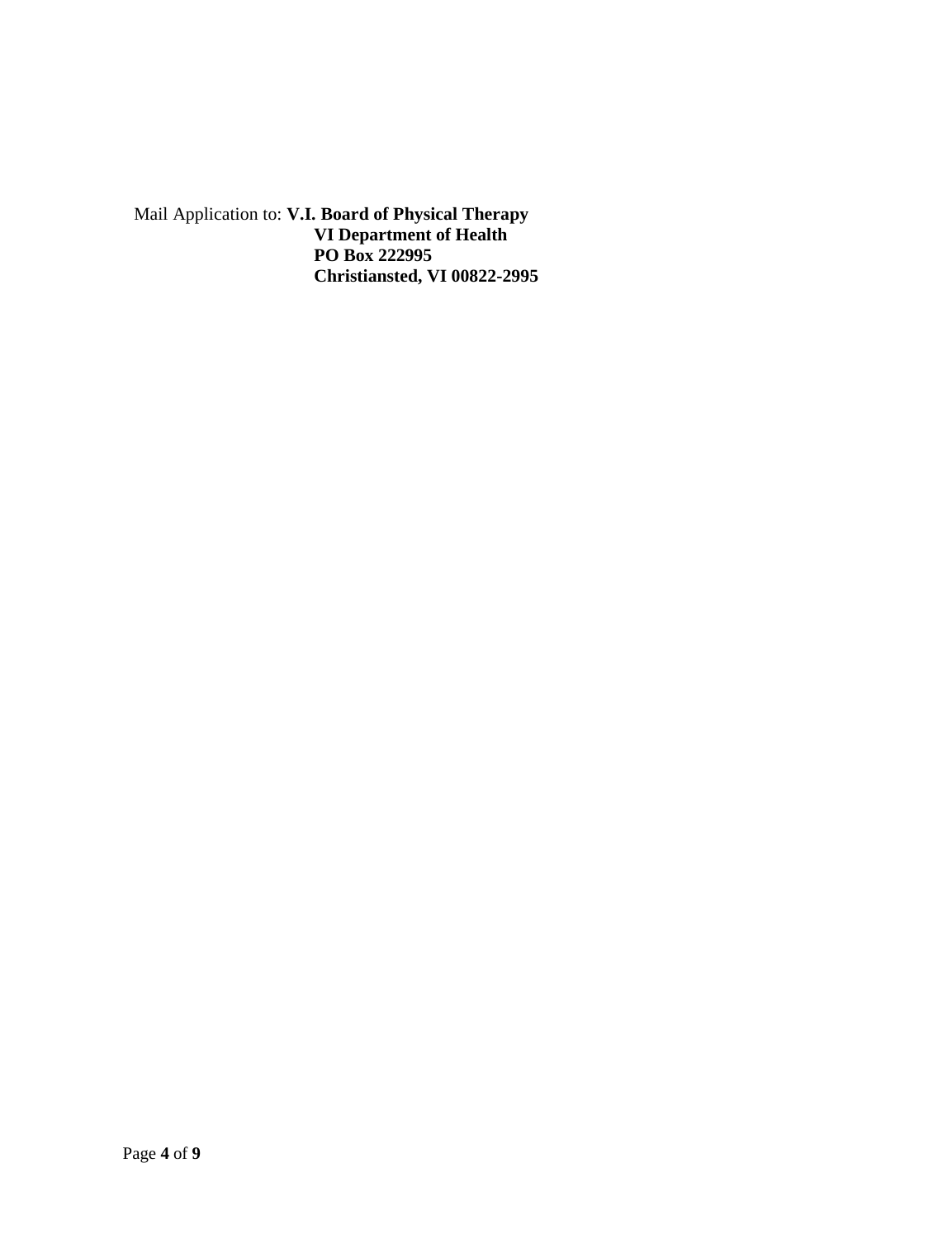Mail Application to: **V.I. Board of Physical Therapy**
**VI Department of Health**
**PO Box 222995**
**Christiansted, VI 00822-2995**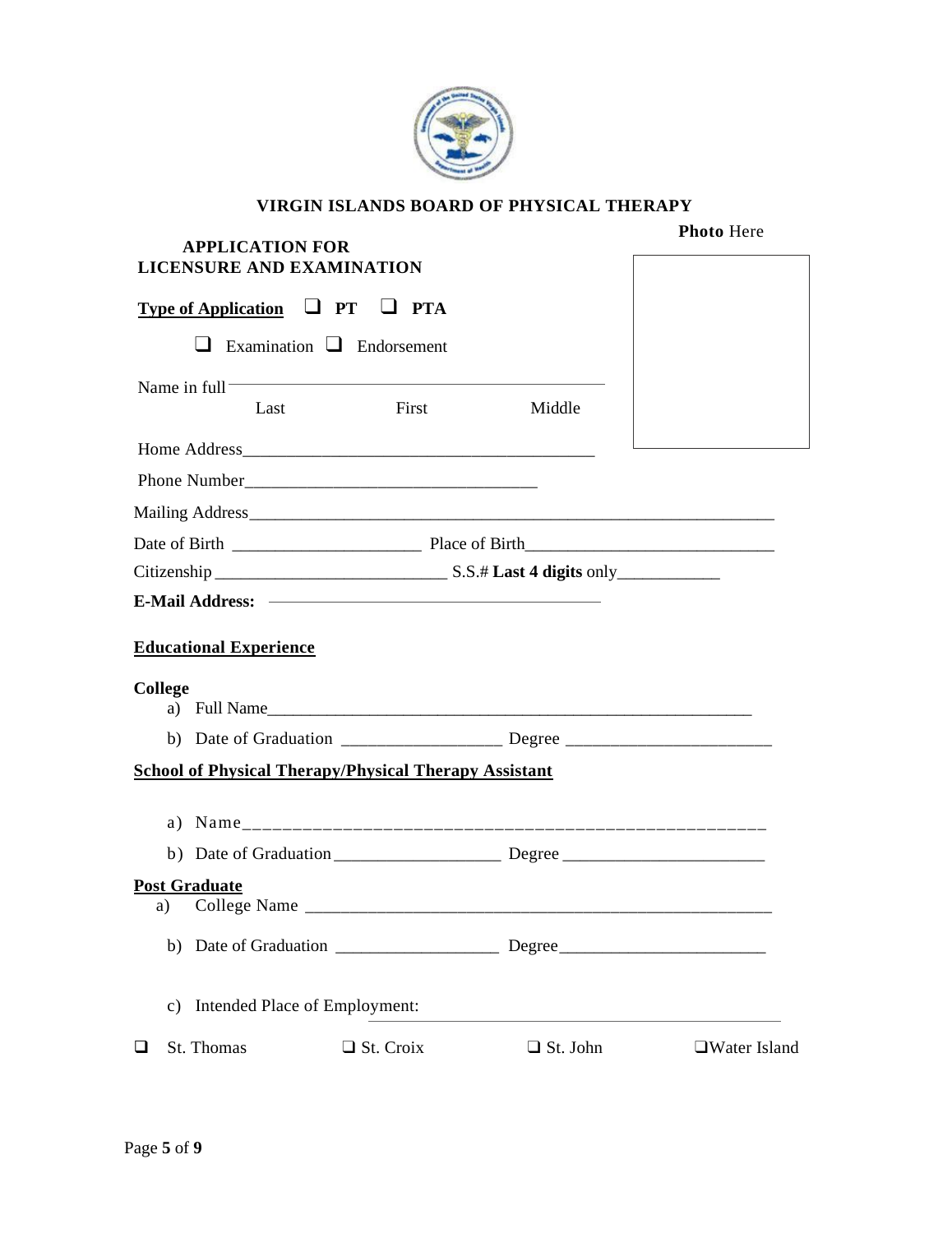# VIRGIN ISLANDS BOARD OF PHYSICAL THERAPY

**Photo** Here

## APPLICATION FOR LICENSURE AND EXAMINATION

**Type of Application** ❑ **PT** ❑ **PTA**

❑ Examination ❑ Endorsement

Name in full ______________________________________________
Last First Middle

Home Address________________________________________

Phone Number__________________________________

Mailing Address______________________________________________________________

Date of Birth ______________________ Place of Birth_____________________________

Citizenship ___________________________ S.S.# **Last 4 digits** only____________

**E-Mail Address:** ______________________________________

**Educational Experience**

**College**

a) Full Name___________________________________________________________

b) Date of Graduation __________________ Degree _______________________

**School of Physical Therapy/Physical Therapy Assistant**

a) Name_____________________________________________________

b) Date of Graduation___________________ Degree ______________________

**Post Graduate**

a) College Name _____________________________________________________

b) Date of Graduation __________________ Degree_______________________

c) Intended Place of Employment: ______________________________________________

❑ St. Thomas ❑ St. Croix ❑ St. John ❑ Water Island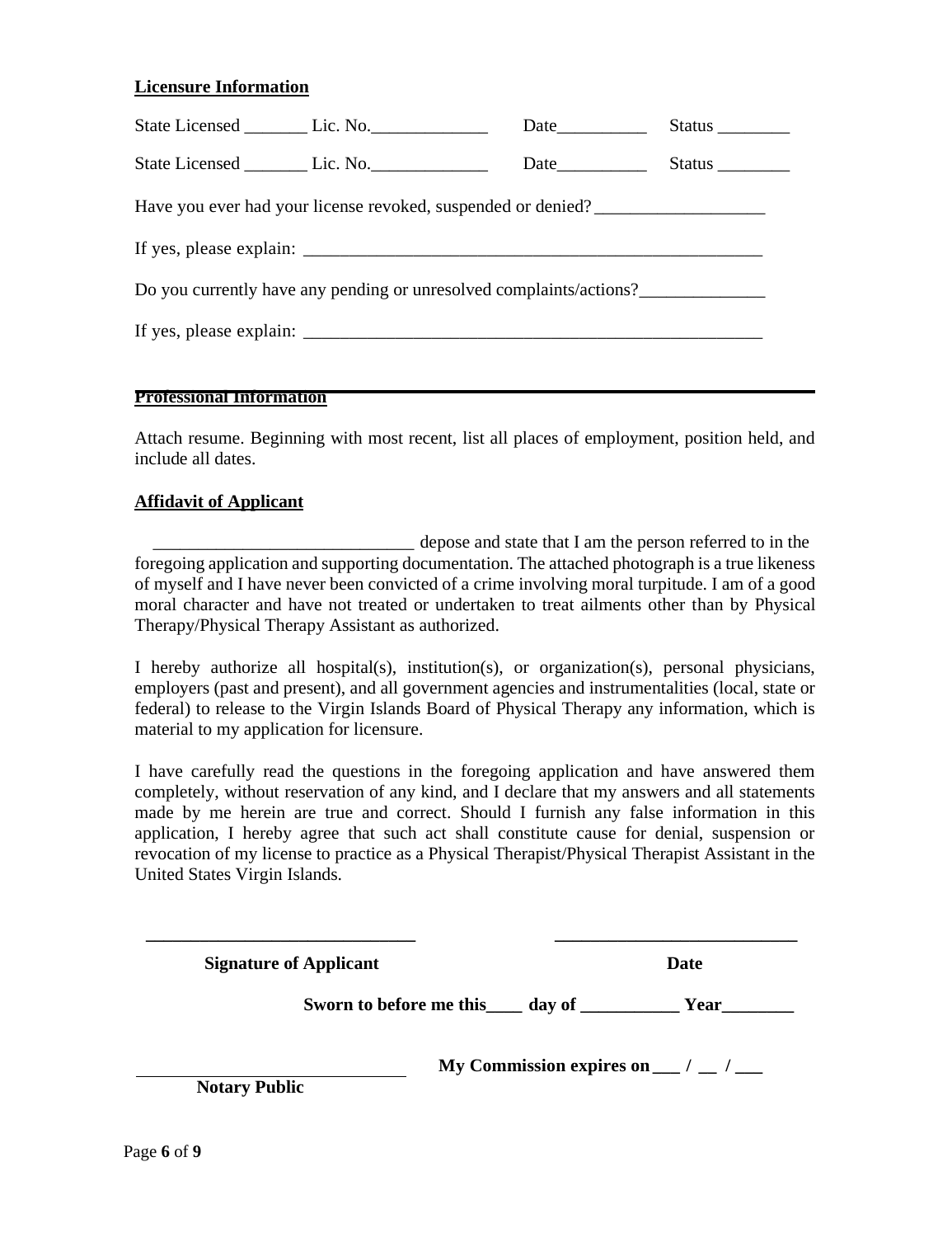**Licensure Information**

State Licensed _______ Lic. No._____________ Date__________ Status ________

State Licensed _______ Lic. No._____________ Date__________ Status ________

Have you ever had your license revoked, suspended or denied? ___________________

If yes, please explain: _____________________________________________________

Do you currently have any pending or unresolved complaints/actions?______________

If yes, please explain: _____________________________________________________

**Professional Information**

Attach resume. Beginning with most recent, list all places of employment, position held, and include all dates.

**Affidavit of Applicant**

_____________________________ depose and state that I am the person referred to in the foregoing application and supporting documentation. The attached photograph is a true likeness of myself and I have never been convicted of a crime involving moral turpitude. I am of a good moral character and have not treated or undertaken to treat ailments other than by Physical Therapy/Physical Therapy Assistant as authorized.

I hereby authorize all hospital(s), institution(s), or organization(s), personal physicians, employers (past and present), and all government agencies and instrumentalities (local, state or federal) to release to the Virgin Islands Board of Physical Therapy any information, which is material to my application for licensure.

I have carefully read the questions in the foregoing application and have answered them completely, without reservation of any kind, and I declare that my answers and all statements made by me herein are true and correct. Should I furnish any false information in this application, I hereby agree that such act shall constitute cause for denial, suspension or revocation of my license to practice as a Physical Therapist/Physical Therapist Assistant in the United States Virgin Islands.

______________________________ ___________________________

**Signature of Applicant** **Date**

**Sworn to before me this____ day of ___________ Year________**

______________________________ **My Commission expires on ___ / __ / ___**

**Notary Public**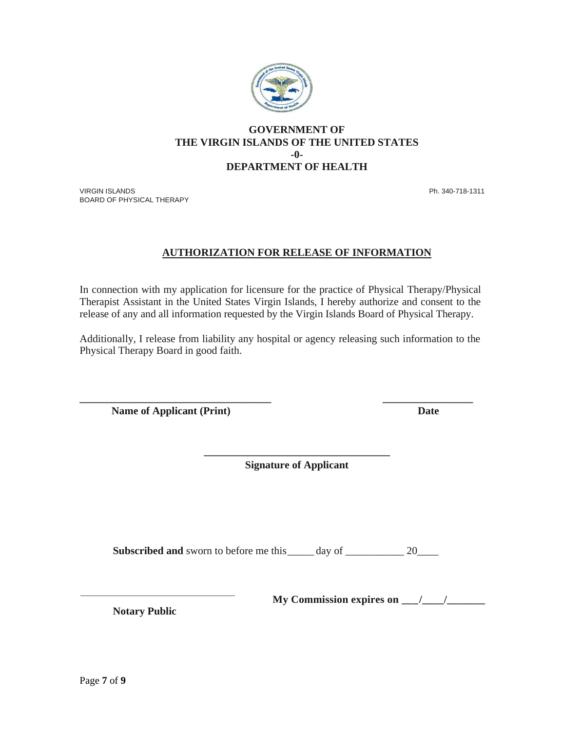**GOVERNMENT OF**
**THE VIRGIN ISLANDS OF THE UNITED STATES**
**-0-**
**DEPARTMENT OF HEALTH**

VIRGIN ISLANDS
BOARD OF PHYSICAL THERAPY

Ph. 340-718-1311

## AUTHORIZATION FOR RELEASE OF INFORMATION

In connection with my application for licensure for the practice of Physical Therapy/Physical Therapist Assistant in the United States Virgin Islands, I hereby authorize and consent to the release of any and all information requested by the Virgin Islands Board of Physical Therapy.

Additionally, I release from liability any hospital or agency releasing such information to the Physical Therapy Board in good faith.

______________________________________ ________________

**Name of Applicant (Print)** **Date**

______________________________________

**Signature of Applicant**

**Subscribed and** sworn to before me this_____ day of ___________ 20____

______________________________

**Notary Public**

**My Commission expires on ___/____/_______**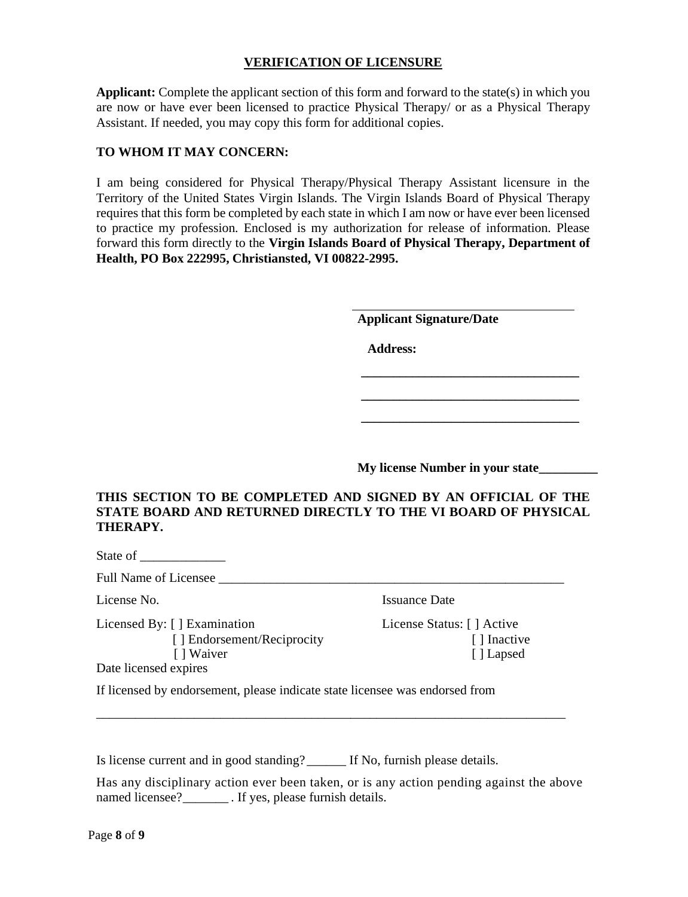## VERIFICATION OF LICENSURE

**Applicant:** Complete the applicant section of this form and forward to the state(s) in which you are now or have ever been licensed to practice Physical Therapy/ or as a Physical Therapy Assistant. If needed, you may copy this form for additional copies.

**TO WHOM IT MAY CONCERN:**

I am being considered for Physical Therapy/Physical Therapy Assistant licensure in the Territory of the United States Virgin Islands. The Virgin Islands Board of Physical Therapy requires that this form be completed by each state in which I am now or have ever been licensed to practice my profession. Enclosed is my authorization for release of information. Please forward this form directly to the **Virgin Islands Board of Physical Therapy, Department of Health, PO Box 222995, Christiansted, VI 00822-2995.**

_________________________________

**Applicant Signature/Date**

**Address:**

_________________________________

_________________________________

_________________________________

**My license Number in your state_________**

**THIS SECTION TO BE COMPLETED AND SIGNED BY AN OFFICIAL OF THE STATE BOARD AND RETURNED DIRECTLY TO THE VI BOARD OF PHYSICAL THERAPY.**

State of _____________

Full Name of Licensee _______________________________________________________

License No.

Issuance Date

Licensed By: [ ] Examination
[ ] Endorsement/Reciprocity
[ ] Waiver

License Status: [ ] Active
[ ] Inactive
[ ] Lapsed

Date licensed expires

If licensed by endorsement, please indicate state licensee was endorsed from

_____________________________________________________________________________

Is license current and in good standing? ______ If No, furnish please details.

Has any disciplinary action ever been taken, or is any action pending against the above named licensee?_______ . If yes, please furnish details.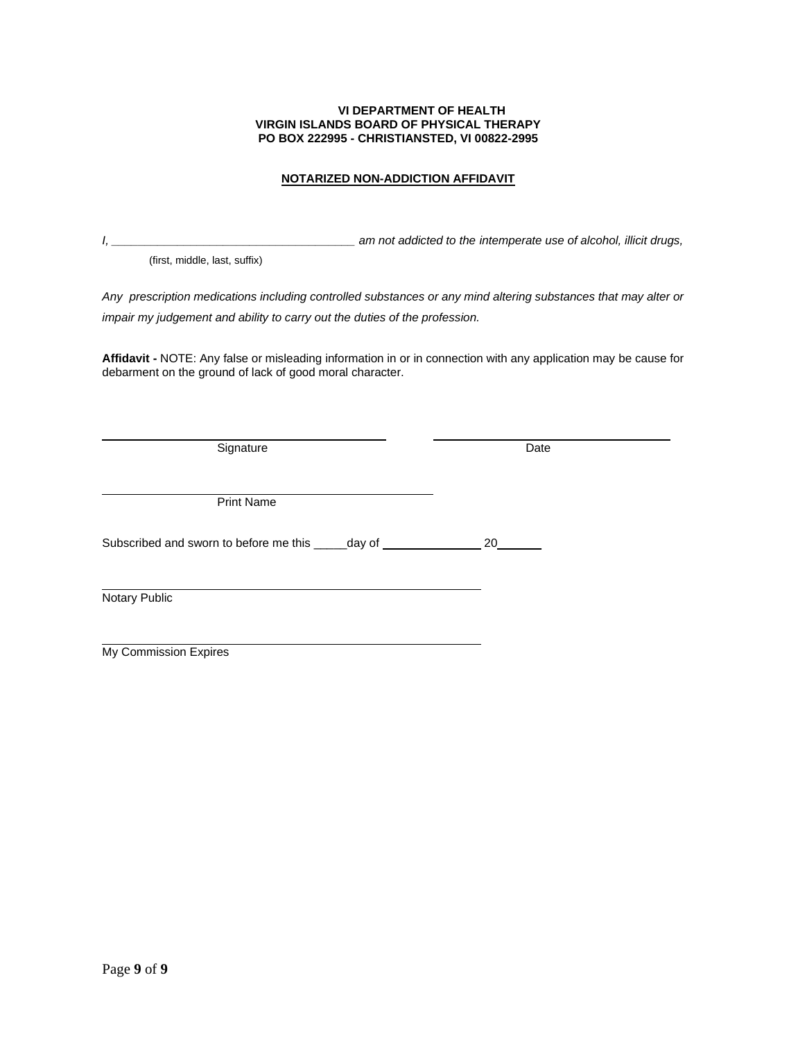**VI DEPARTMENT OF HEALTH**
**VIRGIN ISLANDS BOARD OF PHYSICAL THERAPY**
**PO BOX 222995 - CHRISTIANSTED, VI 00822-2995**

**NOTARIZED NON-ADDICTION AFFIDAVIT**

*I, ____________________________________ am not addicted to the intemperate use of alcohol, illicit drugs,*
(first, middle, last, suffix)

*Any prescription medications including controlled substances or any mind altering substances that may alter or impair my judgement and ability to carry out the duties of the profession.*

**Affidavit -** NOTE: Any false or misleading information in or in connection with any application may be cause for debarment on the ground of lack of good moral character.

______________________________________ ______________________________
Signature Date

______________________________________
Print Name

Subscribed and sworn to before me this _____day of _______________ 20_______

______________________________________
Notary Public

______________________________________
My Commission Expires